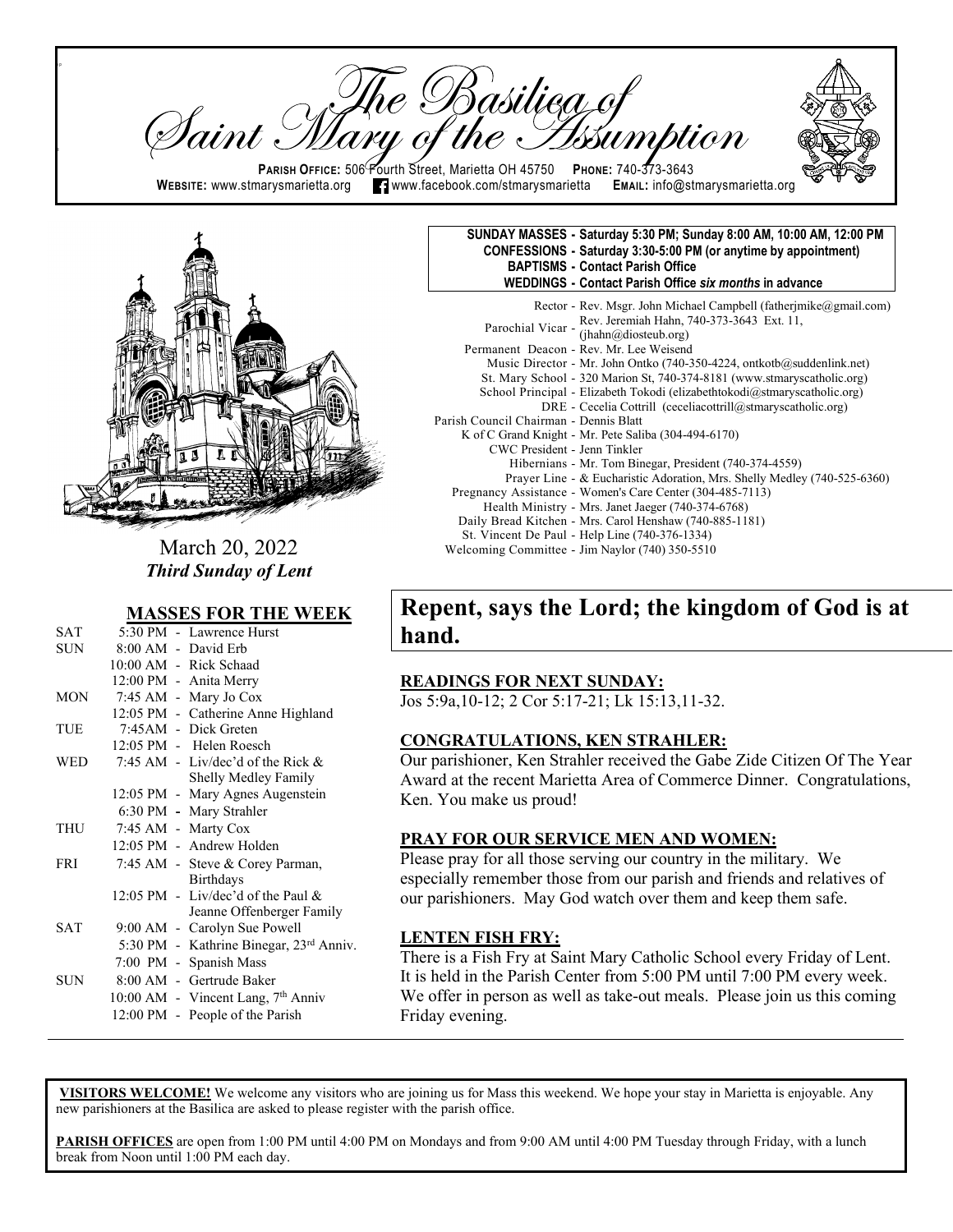# The Basilica of Saint Mary of the Assumption

**PARISH OFFICE:** 506 Fourth Street, Marietta OH 45750 **PHONE:** 740-373-3643
**WEBSITE:** www.stmarysmarietta.org www.facebook.com/stmarysmarietta **EMAIL:** info@stmarysmarietta.org

March 20, 2022
***Third Sunday of Lent***

**SUNDAY MASSES - Saturday 5:30 PM; Sunday 8:00 AM, 10:00 AM, 12:00 PM**
**CONFESSIONS - Saturday 3:30-5:00 PM (or anytime by appointment)**
**BAPTISMS - Contact Parish Office**
**WEDDINGS - Contact Parish Office *six months* in advance**

Rector - Rev. Msgr. John Michael Campbell (fatherjmike@gmail.com)
Parochial Vicar - Rev. Jeremiah Hahn, 740-373-3643 Ext. 11, (jhahn@diosteub.org)
Permanent Deacon - Rev. Mr. Lee Weisend
Music Director - Mr. John Ontko (740-350-4224, ontkotb@suddenlink.net)
St. Mary School - 320 Marion St, 740-374-8181 (www.stmaryscatholic.org)
School Principal - Elizabeth Tokodi (elizabethtokodi@stmaryscatholic.org)
DRE - Cecelia Cottrill (ceceliacottrill@stmaryscatholic.org)
Parish Council Chairman - Dennis Blatt
K of C Grand Knight - Mr. Pete Saliba (304-494-6170)
CWC President - Jenn Tinkler
Hibernians - Mr. Tom Binegar, President (740-374-4559)
Prayer Line - & Eucharistic Adoration, Mrs. Shelly Medley (740-525-6360)
Pregnancy Assistance - Women's Care Center (304-485-7113)
Health Ministry - Mrs. Janet Jaeger (740-374-6768)
Daily Bread Kitchen - Mrs. Carol Henshaw (740-885-1181)
St. Vincent De Paul - Help Line (740-376-1334)
Welcoming Committee - Jim Naylor (740) 350-5510

## MASSES FOR THE WEEK

| | | |
|---|---|---|
| SAT | 5:30 PM | Lawrence Hurst |
| SUN | 8:00 AM | David Erb |
| | 10:00 AM | Rick Schaad |
| | 12:00 PM | Anita Merry |
| MON | 7:45 AM | Mary Jo Cox |
| | 12:05 PM | Catherine Anne Highland |
| TUE | 7:45AM | Dick Greten |
| | 12:05 PM | Helen Roesch |
| WED | 7:45 AM | Liv/dec'd of the Rick & Shelly Medley Family |
| | 12:05 PM | Mary Agnes Augenstein |
| | 6:30 PM | Mary Strahler |
| THU | 7:45 AM | Marty Cox |
| | 12:05 PM | Andrew Holden |
| FRI | 7:45 AM | Steve & Corey Parman, Birthdays |
| | 12:05 PM | Liv/dec'd of the Paul & Jeanne Offenberger Family |
| SAT | 9:00 AM | Carolyn Sue Powell |
| | 5:30 PM | Kathrine Binegar, 23rd Anniv. |
| | 7:00 PM | Spanish Mass |
| SUN | 8:00 AM | Gertrude Baker |
| | 10:00 AM | Vincent Lang, 7th Anniv |
| | 12:00 PM | People of the Parish |

# Repent, says the Lord; the kingdom of God is at hand.

**READINGS FOR NEXT SUNDAY:**
Jos 5:9a,10-12; 2 Cor 5:17-21; Lk 15:13,11-32.

**CONGRATULATIONS, KEN STRAHLER:**
Our parishioner, Ken Strahler received the Gabe Zide Citizen Of The Year Award at the recent Marietta Area of Commerce Dinner. Congratulations, Ken. You make us proud!

**PRAY FOR OUR SERVICE MEN AND WOMEN:**
Please pray for all those serving our country in the military. We especially remember those from our parish and friends and relatives of our parishioners. May God watch over them and keep them safe.

**LENTEN FISH FRY:**
There is a Fish Fry at Saint Mary Catholic School every Friday of Lent. It is held in the Parish Center from 5:00 PM until 7:00 PM every week. We offer in person as well as take-out meals. Please join us this coming Friday evening.

**VISITORS WELCOME!** We welcome any visitors who are joining us for Mass this weekend. We hope your stay in Marietta is enjoyable. Any new parishioners at the Basilica are asked to please register with the parish office.

**PARISH OFFICES** are open from 1:00 PM until 4:00 PM on Mondays and from 9:00 AM until 4:00 PM Tuesday through Friday, with a lunch break from Noon until 1:00 PM each day.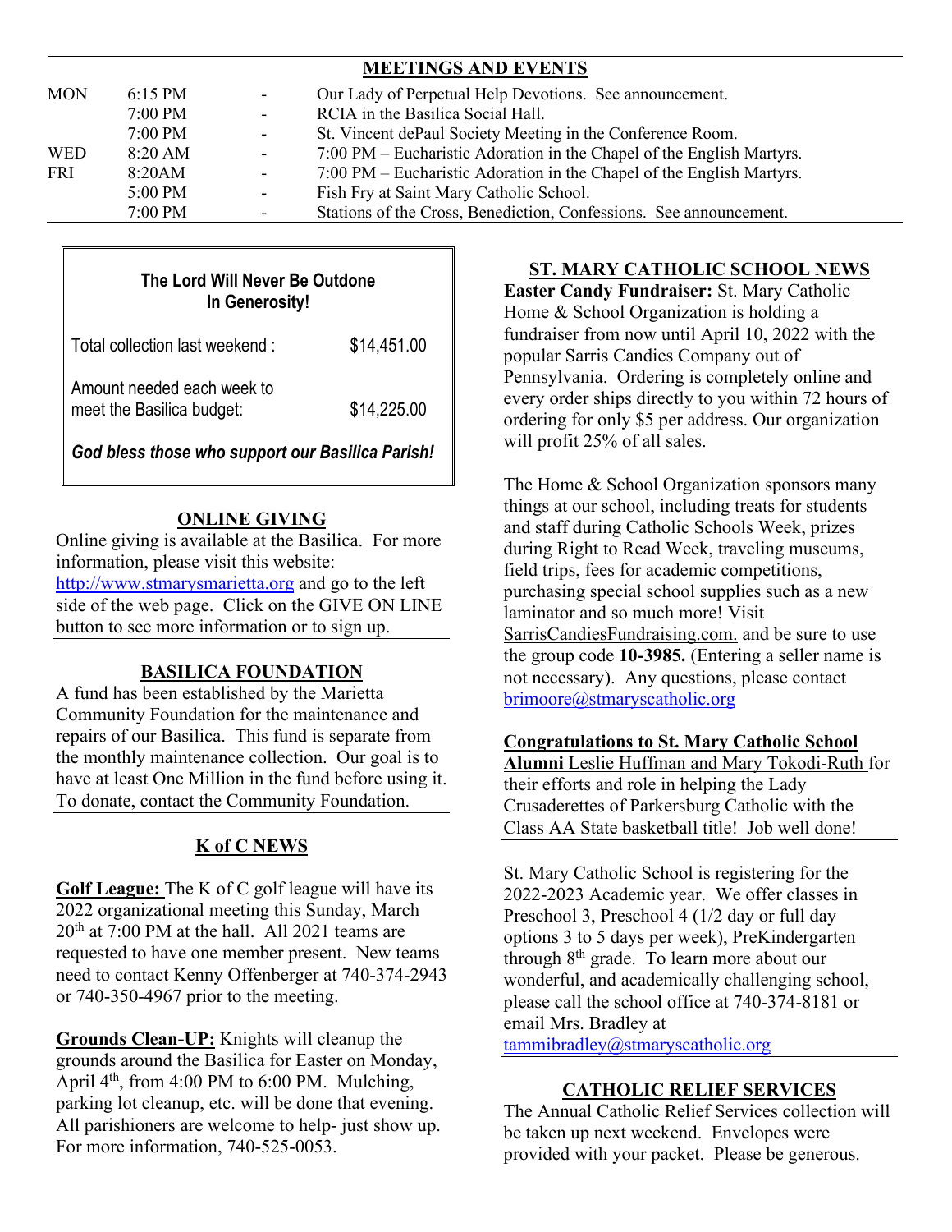## MEETINGS AND EVENTS

| | | | |
|---|---|---|---|
| MON | 6:15 PM | - | Our Lady of Perpetual Help Devotions. See announcement. |
| | 7:00 PM | - | RCIA in the Basilica Social Hall. |
| | 7:00 PM | - | St. Vincent dePaul Society Meeting in the Conference Room. |
| WED | 8:20 AM | - | 7:00 PM – Eucharistic Adoration in the Chapel of the English Martyrs. |
| FRI | 8:20AM | - | 7:00 PM – Eucharistic Adoration in the Chapel of the English Martyrs. |
| | 5:00 PM | - | Fish Fry at Saint Mary Catholic School. |
| | 7:00 PM | - | Stations of the Cross, Benediction, Confessions. See announcement. |

**The Lord Will Never Be Outdone In Generosity!**

| | |
|---|---|
| Total collection last weekend : | $14,451.00 |
| Amount needed each week to meet the Basilica budget: | $14,225.00 |

***God bless those who support our Basilica Parish!***

## ONLINE GIVING

Online giving is available at the Basilica. For more information, please visit this website: http://www.stmarysmarietta.org and go to the left side of the web page. Click on the GIVE ON LINE button to see more information or to sign up.

## BASILICA FOUNDATION

A fund has been established by the Marietta Community Foundation for the maintenance and repairs of our Basilica. This fund is separate from the monthly maintenance collection. Our goal is to have at least One Million in the fund before using it. To donate, contact the Community Foundation.

## K of C NEWS

**Golf League:** The K of C golf league will have its 2022 organizational meeting this Sunday, March 20th at 7:00 PM at the hall. All 2021 teams are requested to have one member present. New teams need to contact Kenny Offenberger at 740-374-2943 or 740-350-4967 prior to the meeting.

**Grounds Clean-UP:** Knights will cleanup the grounds around the Basilica for Easter on Monday, April 4th, from 4:00 PM to 6:00 PM. Mulching, parking lot cleanup, etc. will be done that evening. All parishioners are welcome to help- just show up. For more information, 740-525-0053.

## ST. MARY CATHOLIC SCHOOL NEWS

**Easter Candy Fundraiser:** St. Mary Catholic Home & School Organization is holding a fundraiser from now until April 10, 2022 with the popular Sarris Candies Company out of Pennsylvania. Ordering is completely online and every order ships directly to you within 72 hours of ordering for only $5 per address. Our organization will profit 25% of all sales.

The Home & School Organization sponsors many things at our school, including treats for students and staff during Catholic Schools Week, prizes during Right to Read Week, traveling museums, field trips, fees for academic competitions, purchasing special school supplies such as a new laminator and so much more! Visit SarrisCandiesFundraising.com. and be sure to use the group code **10-3985.** (Entering a seller name is not necessary). Any questions, please contact brimoore@stmaryscatholic.org

**Congratulations to St. Mary Catholic School Alumni** Leslie Huffman and Mary Tokodi-Ruth for their efforts and role in helping the Lady Crusaderettes of Parkersburg Catholic with the Class AA State basketball title! Job well done!

St. Mary Catholic School is registering for the 2022-2023 Academic year. We offer classes in Preschool 3, Preschool 4 (1/2 day or full day options 3 to 5 days per week), PreKindergarten through 8th grade. To learn more about our wonderful, and academically challenging school, please call the school office at 740-374-8181 or email Mrs. Bradley at tammibradley@stmaryscatholic.org

## CATHOLIC RELIEF SERVICES

The Annual Catholic Relief Services collection will be taken up next weekend. Envelopes were provided with your packet. Please be generous.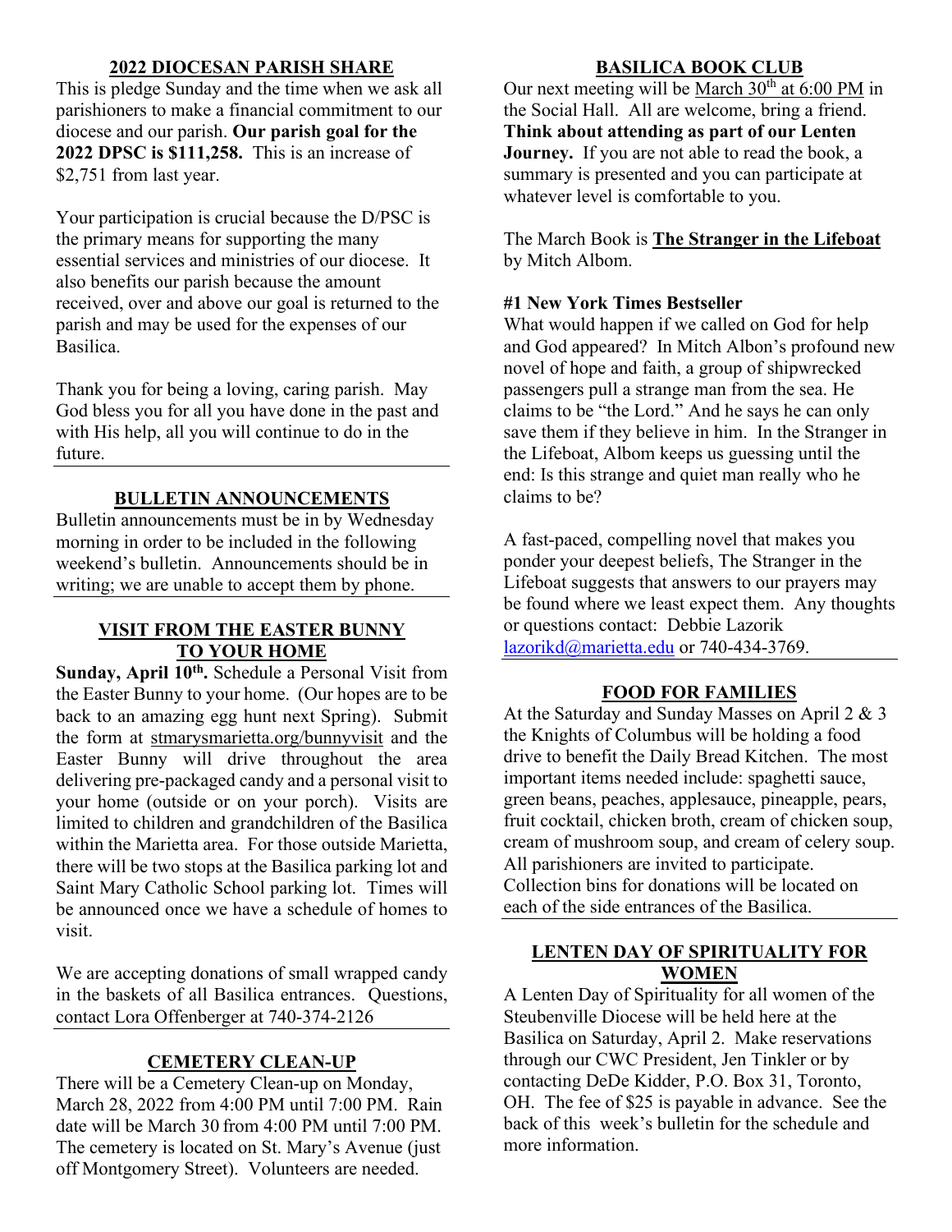## 2022 DIOCESAN PARISH SHARE

This is pledge Sunday and the time when we ask all parishioners to make a financial commitment to our diocese and our parish. **Our parish goal for the 2022 DPSC is $111,258.** This is an increase of $2,751 from last year.

Your participation is crucial because the D/PSC is the primary means for supporting the many essential services and ministries of our diocese. It also benefits our parish because the amount received, over and above our goal is returned to the parish and may be used for the expenses of our Basilica.

Thank you for being a loving, caring parish. May God bless you for all you have done in the past and with His help, all you will continue to do in the future.

## BULLETIN ANNOUNCEMENTS

Bulletin announcements must be in by Wednesday morning in order to be included in the following weekend's bulletin. Announcements should be in writing; we are unable to accept them by phone.

## VISIT FROM THE EASTER BUNNY TO YOUR HOME

**Sunday, April 10th.** Schedule a Personal Visit from the Easter Bunny to your home. (Our hopes are to be back to an amazing egg hunt next Spring). Submit the form at stmarysmarietta.org/bunnyvisit and the Easter Bunny will drive throughout the area delivering pre-packaged candy and a personal visit to your home (outside or on your porch). Visits are limited to children and grandchildren of the Basilica within the Marietta area. For those outside Marietta, there will be two stops at the Basilica parking lot and Saint Mary Catholic School parking lot. Times will be announced once we have a schedule of homes to visit.

We are accepting donations of small wrapped candy in the baskets of all Basilica entrances. Questions, contact Lora Offenberger at 740-374-2126

## CEMETERY CLEAN-UP

There will be a Cemetery Clean-up on Monday, March 28, 2022 from 4:00 PM until 7:00 PM. Rain date will be March 30 from 4:00 PM until 7:00 PM. The cemetery is located on St. Mary's Avenue (just off Montgomery Street). Volunteers are needed.

## BASILICA BOOK CLUB

Our next meeting will be March 30th at 6:00 PM in the Social Hall. All are welcome, bring a friend. **Think about attending as part of our Lenten Journey.** If you are not able to read the book, a summary is presented and you can participate at whatever level is comfortable to you.

The March Book is **The Stranger in the Lifeboat** by Mitch Albom.

**#1 New York Times Bestseller**

What would happen if we called on God for help and God appeared? In Mitch Albon's profound new novel of hope and faith, a group of shipwrecked passengers pull a strange man from the sea. He claims to be "the Lord." And he says he can only save them if they believe in him. In the Stranger in the Lifeboat, Albom keeps us guessing until the end: Is this strange and quiet man really who he claims to be?

A fast-paced, compelling novel that makes you ponder your deepest beliefs, The Stranger in the Lifeboat suggests that answers to our prayers may be found where we least expect them. Any thoughts or questions contact: Debbie Lazorik lazorikd@marietta.edu or 740-434-3769.

## FOOD FOR FAMILIES

At the Saturday and Sunday Masses on April 2 & 3 the Knights of Columbus will be holding a food drive to benefit the Daily Bread Kitchen. The most important items needed include: spaghetti sauce, green beans, peaches, applesauce, pineapple, pears, fruit cocktail, chicken broth, cream of chicken soup, cream of mushroom soup, and cream of celery soup. All parishioners are invited to participate. Collection bins for donations will be located on each of the side entrances of the Basilica.

## LENTEN DAY OF SPIRITUALITY FOR WOMEN

A Lenten Day of Spirituality for all women of the Steubenville Diocese will be held here at the Basilica on Saturday, April 2. Make reservations through our CWC President, Jen Tinkler or by contacting DeDe Kidder, P.O. Box 31, Toronto, OH. The fee of $25 is payable in advance. See the back of this week's bulletin for the schedule and more information.